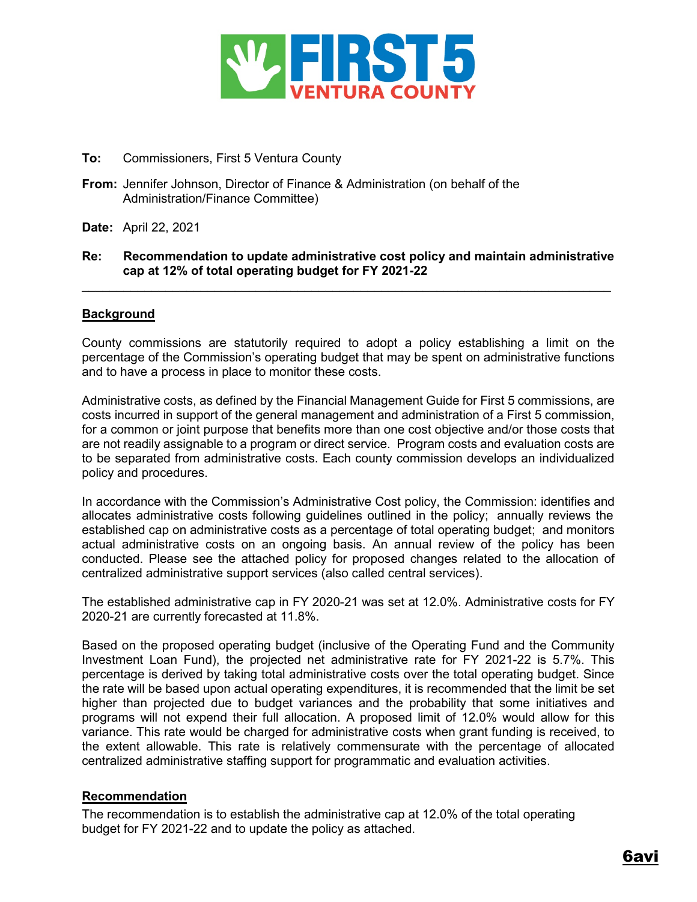# FIRST 5 VENTURA COUNTY

**To:** Commissioners, First 5 Ventura County

**From:** Jennifer Johnson, Director of Finance & Administration (on behalf of the Administration/Finance Committee)

**Date:** April 22, 2021

**Re: Recommendation to update administrative cost policy and maintain administrative cap at 12% of total operating budget for FY 2021-22**

---

## Background

County commissions are statutorily required to adopt a policy establishing a limit on the percentage of the Commission's operating budget that may be spent on administrative functions and to have a process in place to monitor these costs.

Administrative costs, as defined by the Financial Management Guide for First 5 commissions, are costs incurred in support of the general management and administration of a First 5 commission, for a common or joint purpose that benefits more than one cost objective and/or those costs that are not readily assignable to a program or direct service. Program costs and evaluation costs are to be separated from administrative costs. Each county commission develops an individualized policy and procedures.

In accordance with the Commission's Administrative Cost policy, the Commission: identifies and allocates administrative costs following guidelines outlined in the policy; annually reviews the established cap on administrative costs as a percentage of total operating budget; and monitors actual administrative costs on an ongoing basis. An annual review of the policy has been conducted. Please see the attached policy for proposed changes related to the allocation of centralized administrative support services (also called central services).

The established administrative cap in FY 2020-21 was set at 12.0%. Administrative costs for FY 2020-21 are currently forecasted at 11.8%.

Based on the proposed operating budget (inclusive of the Operating Fund and the Community Investment Loan Fund), the projected net administrative rate for FY 2021-22 is 5.7%. This percentage is derived by taking total administrative costs over the total operating budget. Since the rate will be based upon actual operating expenditures, it is recommended that the limit be set higher than projected due to budget variances and the probability that some initiatives and programs will not expend their full allocation. A proposed limit of 12.0% would allow for this variance. This rate would be charged for administrative costs when grant funding is received, to the extent allowable. This rate is relatively commensurate with the percentage of allocated centralized administrative staffing support for programmatic and evaluation activities.

## Recommendation

The recommendation is to establish the administrative cap at 12.0% of the total operating budget for FY 2021-22 and to update the policy as attached.

6avi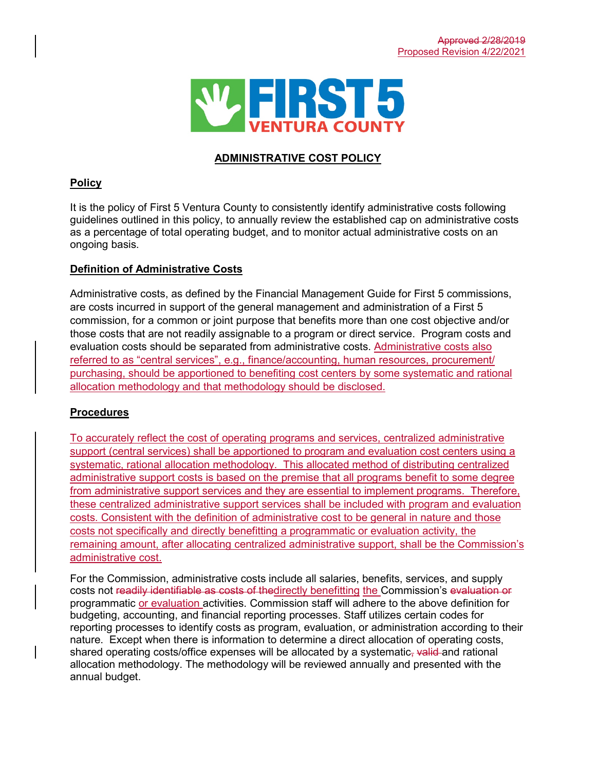Approved 2/28/2019
Proposed Revision 4/22/2021

FIRST 5 VENTURA COUNTY

## ADMINISTRATIVE COST POLICY

### Policy

It is the policy of First 5 Ventura County to consistently identify administrative costs following guidelines outlined in this policy, to annually review the established cap on administrative costs as a percentage of total operating budget, and to monitor actual administrative costs on an ongoing basis.

### Definition of Administrative Costs

Administrative costs, as defined by the Financial Management Guide for First 5 commissions, are costs incurred in support of the general management and administration of a First 5 commission, for a common or joint purpose that benefits more than one cost objective and/or those costs that are not readily assignable to a program or direct service. Program costs and evaluation costs should be separated from administrative costs. Administrative costs also referred to as "central services", e.g., finance/accounting, human resources, procurement/ purchasing, should be apportioned to benefiting cost centers by some systematic and rational allocation methodology and that methodology should be disclosed.

### Procedures

To accurately reflect the cost of operating programs and services, centralized administrative support (central services) shall be apportioned to program and evaluation cost centers using a systematic, rational allocation methodology. This allocated method of distributing centralized administrative support costs is based on the premise that all programs benefit to some degree from administrative support services and they are essential to implement programs. Therefore, these centralized administrative support services shall be included with program and evaluation costs. Consistent with the definition of administrative cost to be general in nature and those costs not specifically and directly benefitting a programmatic or evaluation activity, the remaining amount, after allocating centralized administrative support, shall be the Commission's administrative cost.

For the Commission, administrative costs include all salaries, benefits, services, and supply costs not ~~readily identifiable as costs of the~~directly benefitting the Commission's ~~evaluation or~~ programmatic or evaluation activities. Commission staff will adhere to the above definition for budgeting, accounting, and financial reporting processes. Staff utilizes certain codes for reporting processes to identify costs as program, evaluation, or administration according to their nature. Except when there is information to determine a direct allocation of operating costs, shared operating costs/office expenses will be allocated by a systematic~~, valid~~ and rational allocation methodology. The methodology will be reviewed annually and presented with the annual budget.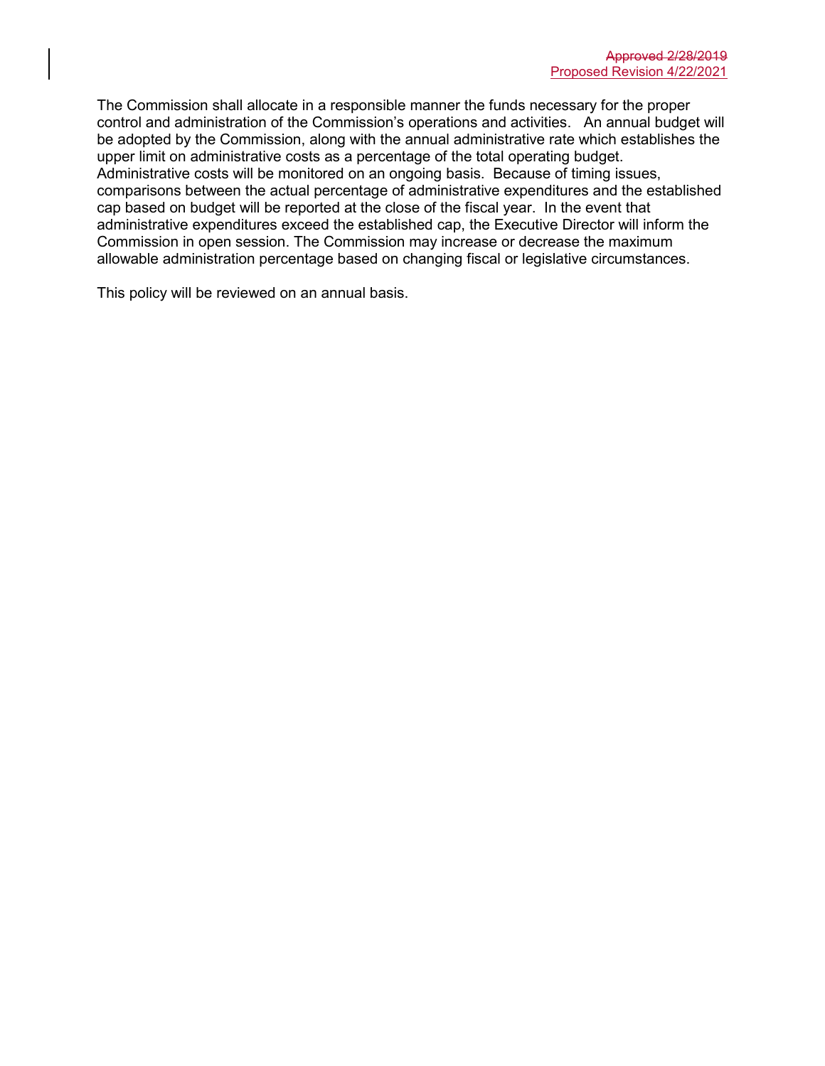The Commission shall allocate in a responsible manner the funds necessary for the proper control and administration of the Commission's operations and activities. An annual budget will be adopted by the Commission, along with the annual administrative rate which establishes the upper limit on administrative costs as a percentage of the total operating budget. Administrative costs will be monitored on an ongoing basis. Because of timing issues, comparisons between the actual percentage of administrative expenditures and the established cap based on budget will be reported at the close of the fiscal year. In the event that administrative expenditures exceed the established cap, the Executive Director will inform the Commission in open session. The Commission may increase or decrease the maximum allowable administration percentage based on changing fiscal or legislative circumstances.

This policy will be reviewed on an annual basis.